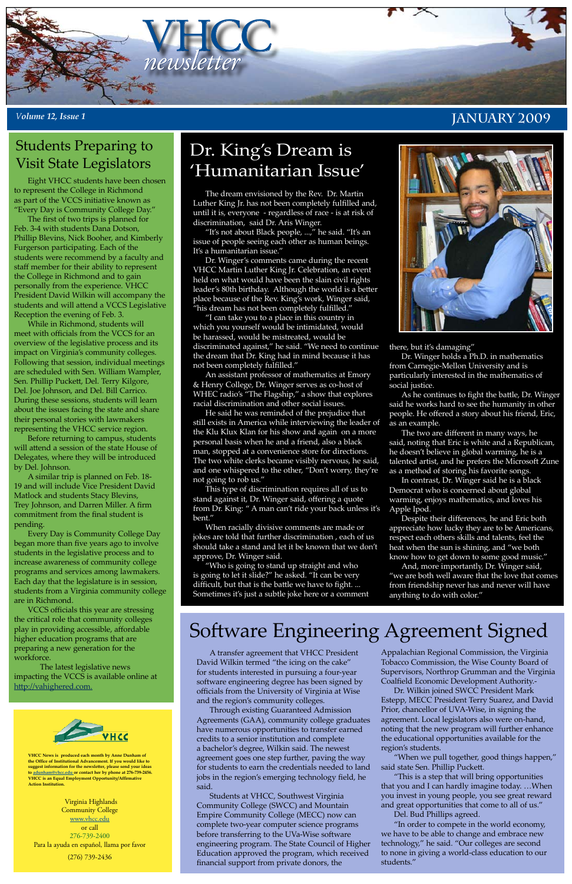# VHCC newsletter

*Volume 12, Issue 1* JANUARY 2009

## Students Preparing to Visit State Legislators

Eight VHCC students have been chosen to represent the College in Richmond as part of the VCCS initiative known as "Every Day is Community College Day."

The first of two trips is planned for Feb. 3-4 with students Dana Dotson, Phillip Blevins, Nick Booher, and Kimberly Furgerson participating. Each of the students were recommend by a faculty and staff member for their ability to represent the College in Richmond and to gain personally from the experience. VHCC President David Wilkin will accompany the students and will attend a VCCS Legislative Reception the evening of Feb. 3.

While in Richmond, students will meet with officials from the VCCS for an overview of the legislative process and its impact on Virginia's community colleges. Following that session, individual meetings are scheduled with Sen. William Wampler, Sen. Phillip Puckett, Del. Terry Kilgore, Del. Joe Johnson, and Del. Bill Carrico. During these sessions, students will learn about the issues facing the state and share their personal stories with lawmakers representing the VHCC service region.

Before returning to campus, students will attend a session of the state House of Delegates, where they will be introduced by Del. Johnson.

A similar trip is planned on Feb. 18-19 and will include Vice President David Matlock and students Stacy Blevins, Trey Johnson, and Darren Miller. A firm commitment from the final student is pending.

Every Day is Community College Day began more than five years ago to involve students in the legislative process and to increase awareness of community college programs and services among lawmakers. Each day that the legislature is in session, students from a Virginia community college are in Richmond.

VCCS officials this year are stressing the critical role that community colleges play in providing accessible, affordable higher education programs that are preparing a new generation for the workforce.

The latest legislative news impacting the VCCS is available online at http://vahighered.com.

## Dr. King's Dream is 'Humanitarian Issue'

The dream envisioned by the Rev. Dr. Martin Luther King Jr. has not been completely fulfilled and, until it is, everyone - regardless of race - is at risk of discrimination, said Dr. Aris Winger.

"It's not about Black people, ...," he said. "It's an issue of people seeing each other as human beings. It's a humanitarian issue."

Dr. Winger's comments came during the recent VHCC Martin Luther King Jr. Celebration, an event held on what would have been the slain civil rights leader's 80th birthday. Although the world is a better place because of the Rev. King's work, Winger said, "his dream has not been completely fulfilled."

"I can take you to a place in this country in which you yourself would be intimidated, would be harassed, would be mistreated, would be discriminated against," he said. "We need to continue the dream that Dr. King had in mind because it has not been completely fulfilled."

An assistant professor of mathematics at Emory & Henry College, Dr. Winger serves as co-host of WHEC radio's "The Flagship," a show that explores racial discrimination and other social issues.

He said he was reminded of the prejudice that still exists in America while interviewing the leader of the Klu Klux Klan for his show and again on a more personal basis when he and a friend, also a black man, stopped at a convenience store for directions. The two white clerks became visibly nervous, he said, and one whispered to the other, "Don't worry, they're not going to rob us."

This type of discrimination requires all of us to stand against it, Dr. Winger said, offering a quote from Dr. King: " A man can't ride your back unless it's bent."

When racially divisive comments are made or jokes are told that further discrimination , each of us should take a stand and let it be known that we don't approve, Dr. Winger said.

"Who is going to stand up straight and who is going to let it slide?" he asked. "It can be very difficult, but that is the battle we have to fight. ... Sometimes it's just a subtle joke here or a comment there, but it's damaging"

Dr. Winger holds a Ph.D. in mathematics from Carnegie-Mellon University and is particularly interested in the mathematics of social justice.

As he continues to fight the battle, Dr. Winger said he works hard to see the humanity in other people. He offered a story about his friend, Eric, as an example.

The two are different in many ways, he said, noting that Eric is white and a Republican, he doesn't believe in global warming, he is a talented artist, and he prefers the Microsoft Zune as a method of storing his favorite songs.

In contrast, Dr. Winger said he is a black Democrat who is concerned about global warming, enjoys mathematics, and loves his Apple Ipod.

Despite their differences, he and Eric both appreciate how lucky they are to be Americans, respect each others skills and talents, feel the heat when the sun is shining, and "we both know how to get down to some good music."

And, more importantly, Dr. Winger said, "we are both well aware that the love that comes from friendship never has and never will have anything to do with color."

## Software Engineering Agreement Signed

A transfer agreement that VHCC President David Wilkin termed "the icing on the cake" for students interested in pursuing a four-year software engineering degree has been signed by officials from the University of Virginia at Wise and the region's community colleges.

Through existing Guaranteed Admission Agreements (GAA), community college graduates have numerous opportunities to transfer earned credits to a senior institution and complete a bachelor's degree, Wilkin said. The newest agreement goes one step further, paving the way for students to earn the credentials needed to land jobs in the region's emerging technology field, he said.

Students at VHCC, Southwest Virginia Community College (SWCC) and Mountain Empire Community College (MECC) now can complete two-year computer science programs before transferring to the UVa-Wise software engineering program. The State Council of Higher Education approved the program, which received financial support from private donors, the Appalachian Regional Commission, the Virginia Tobacco Commission, the Wise County Board of Supervisors, Northrop Grumman and the Virginia Coalfield Economic Development Authority.-

Dr. Wilkin joined SWCC President Mark Estepp, MECC President Terry Suarez, and David Prior, chancellor of UVA-Wise, in signing the agreement. Local legislators also were on-hand, noting that the new program will further enhance the educational opportunities available for the region's students.

"When we pull together, good things happen," said state Sen. Phillip Puckett.

"This is a step that will bring opportunities that you and I can hardly imagine today. …When you invest in young people, you see great reward and great opportunities that come to all of us."

Del. Bud Phillips agreed.

"In order to compete in the world economy, we have to be able to change and embrace new technology," he said. "Our colleges are second to none in giving a world-class education to our students."

---

VHCC

**VHCC News is produced each month by Anne Dunham of the Office of Institutional Advancement. If you would like to suggest information for the newsletter, please send your ideas to adunham@vhcc.edu or contact her by phone at 276-739-2456. VHCC is an Equal Employment Opportunity/Affirmative Action Institution.**

Virginia Highlands Community College
www.vhcc.edu
or call
276-739-2400
Para la ayuda en español, llama por favor
(276) 739-2436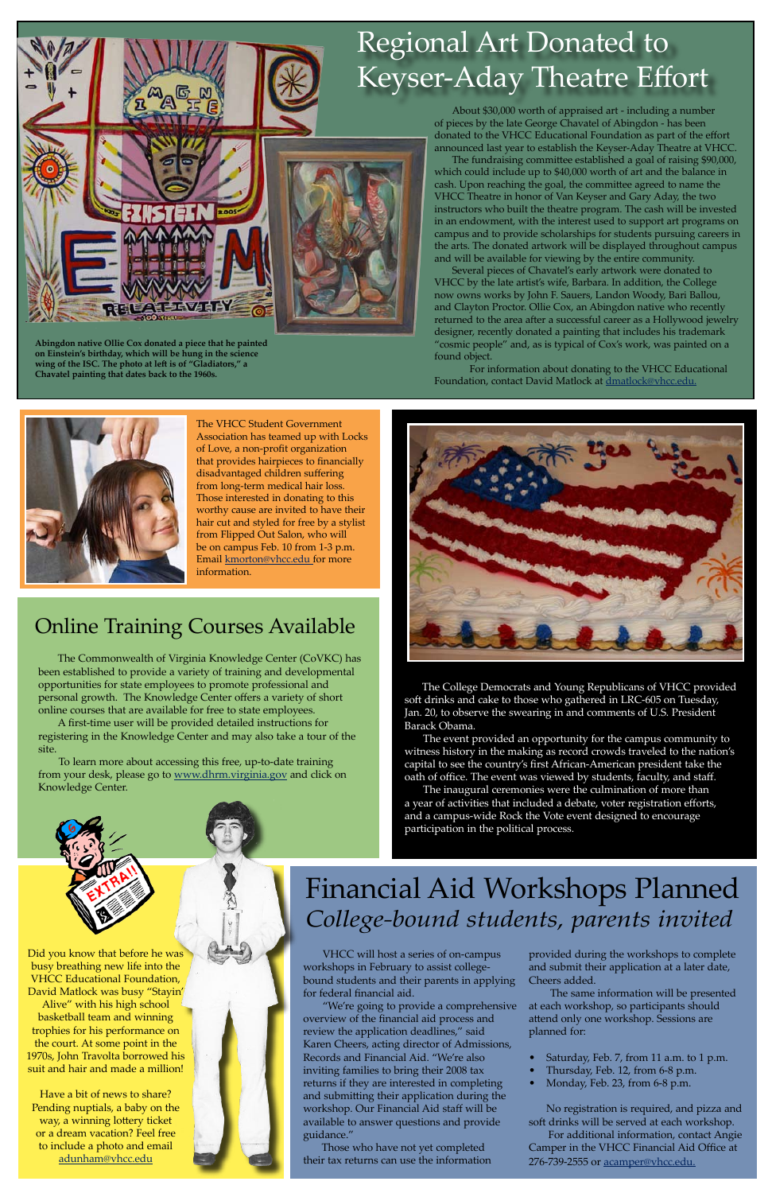# Regional Art Donated to Keyser-Aday Theatre Effort

About $30,000 worth of appraised art - including a number of pieces by the late George Chavatel of Abingdon - has been donated to the VHCC Educational Foundation as part of the effort announced last year to establish the Keyser-Aday Theatre at VHCC.

The fundraising committee established a goal of raising $90,000, which could include up to $40,000 worth of art and the balance in cash. Upon reaching the goal, the committee agreed to name the VHCC Theatre in honor of Van Keyser and Gary Aday, the two instructors who built the theatre program. The cash will be invested in an endowment, with the interest used to support art programs on campus and to provide scholarships for students pursuing careers in the arts. The donated artwork will be displayed throughout campus and will be available for viewing by the entire community.

Several pieces of Chavatel's early artwork were donated to VHCC by the late artist's wife, Barbara. In addition, the College now owns works by John F. Sauers, Landon Woody, Bari Ballou, and Clayton Proctor. Ollie Cox, an Abingdon native who recently returned to the area after a successful career as a Hollywood jewelry designer, recently donated a painting that includes his trademark "cosmic people" and, as is typical of Cox's work, was painted on a found object.

For information about donating to the VHCC Educational Foundation, contact David Matlock at dmatlock@vhcc.edu.

**Abingdon native Ollie Cox donated a piece that he painted on Einstein's birthday, which will be hung in the science wing of the ISC. The photo at left is of "Gladiators," a Chavatel painting that dates back to the 1960s.**

The VHCC Student Government Association has teamed up with Locks of Love, a non-profit organization that provides hairpieces to financially disadvantaged children suffering from long-term medical hair loss. Those interested in donating to this worthy cause are invited to have their hair cut and styled for free by a stylist from Flipped Out Salon, who will be on campus Feb. 10 from 1-3 p.m. Email kmorton@vhcc.edu for more information.

The College Democrats and Young Republicans of VHCC provided soft drinks and cake to those who gathered in LRC-605 on Tuesday, Jan. 20, to observe the swearing in and comments of U.S. President Barack Obama.

The event provided an opportunity for the campus community to witness history in the making as record crowds traveled to the nation's capital to see the country's first African-American president take the oath of office. The event was viewed by students, faculty, and staff.

The inaugural ceremonies were the culmination of more than a year of activities that included a debate, voter registration efforts, and a campus-wide Rock the Vote event designed to encourage participation in the political process.

## Online Training Courses Available

The Commonwealth of Virginia Knowledge Center (CoVKC) has been established to provide a variety of training and developmental opportunities for state employees to promote professional and personal growth. The Knowledge Center offers a variety of short online courses that are available for free to state employees.

A first-time user will be provided detailed instructions for registering in the Knowledge Center and may also take a tour of the site.

To learn more about accessing this free, up-to-date training from your desk, please go to www.dhrm.virginia.gov and click on Knowledge Center.

Did you know that before he was busy breathing new life into the VHCC Educational Foundation, David Matlock was busy "Stayin' Alive" with his high school basketball team and winning trophies for his performance on the court. At some point in the 1970s, John Travolta borrowed his suit and hair and made a million!

Have a bit of news to share? Pending nuptials, a baby on the way, a winning lottery ticket or a dream vacation? Feel free to include a photo and email adunham@vhcc.edu

# Financial Aid Workshops Planned

## *College-bound students, parents invited*

VHCC will host a series of on-campus workshops in February to assist college-bound students and their parents in applying for federal financial aid.

"We're going to provide a comprehensive overview of the financial aid process and review the application deadlines," said Karen Cheers, acting director of Admissions, Records and Financial Aid. "We're also inviting families to bring their 2008 tax returns if they are interested in completing and submitting their application during the workshop. Our Financial Aid staff will be available to answer questions and provide guidance."

Those who have not yet completed their tax returns can use the information provided during the workshops to complete and submit their application at a later date, Cheers added.

The same information will be presented at each workshop, so participants should attend only one workshop. Sessions are planned for:

- Saturday, Feb. 7, from 11 a.m. to 1 p.m.
- Thursday, Feb. 12, from 6-8 p.m.
- Monday, Feb. 23, from 6-8 p.m.

No registration is required, and pizza and soft drinks will be served at each workshop.

For additional information, contact Angie Camper in the VHCC Financial Aid Office at 276-739-2555 or acamper@vhcc.edu.